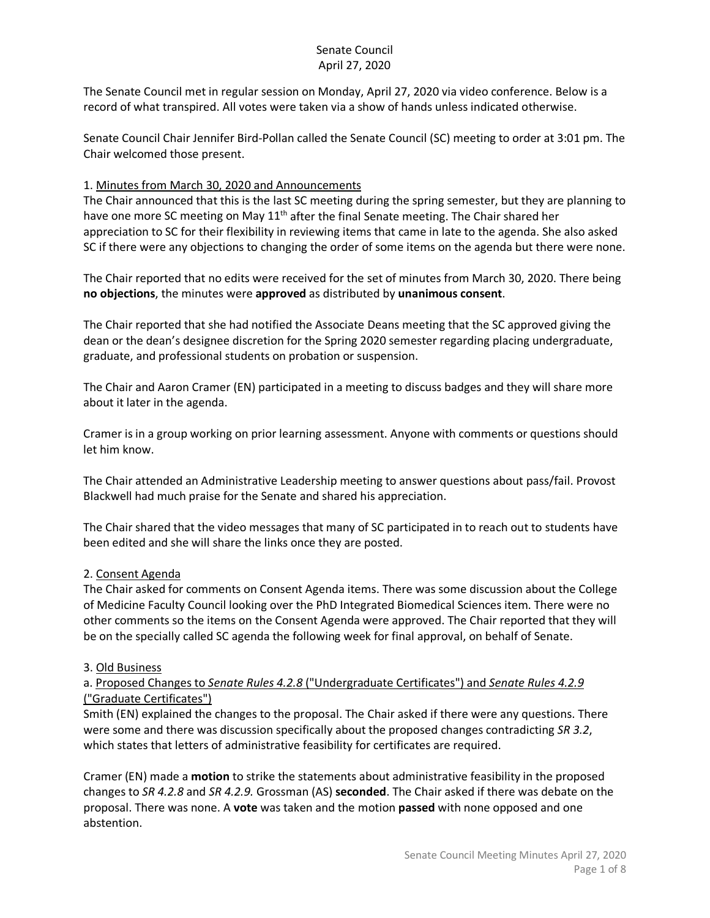# Senate Council
## April 27, 2020

The Senate Council met in regular session on Monday, April 27, 2020 via video conference. Below is a record of what transpired. All votes were taken via a show of hands unless indicated otherwise.

Senate Council Chair Jennifer Bird-Pollan called the Senate Council (SC) meeting to order at 3:01 pm. The Chair welcomed those present.

### 1. Minutes from March 30, 2020 and Announcements

The Chair announced that this is the last SC meeting during the spring semester, but they are planning to have one more SC meeting on May 11th after the final Senate meeting. The Chair shared her appreciation to SC for their flexibility in reviewing items that came in late to the agenda. She also asked SC if there were any objections to changing the order of some items on the agenda but there were none.

The Chair reported that no edits were received for the set of minutes from March 30, 2020. There being **no objections**, the minutes were **approved** as distributed by **unanimous consent**.

The Chair reported that she had notified the Associate Deans meeting that the SC approved giving the dean or the dean's designee discretion for the Spring 2020 semester regarding placing undergraduate, graduate, and professional students on probation or suspension.

The Chair and Aaron Cramer (EN) participated in a meeting to discuss badges and they will share more about it later in the agenda.

Cramer is in a group working on prior learning assessment. Anyone with comments or questions should let him know.

The Chair attended an Administrative Leadership meeting to answer questions about pass/fail. Provost Blackwell had much praise for the Senate and shared his appreciation.

The Chair shared that the video messages that many of SC participated in to reach out to students have been edited and she will share the links once they are posted.

### 2. Consent Agenda

The Chair asked for comments on Consent Agenda items. There was some discussion about the College of Medicine Faculty Council looking over the PhD Integrated Biomedical Sciences item. There were no other comments so the items on the Consent Agenda were approved. The Chair reported that they will be on the specially called SC agenda the following week for final approval, on behalf of Senate.

### 3. Old Business

#### a. Proposed Changes to *Senate Rules 4.2.8* ("Undergraduate Certificates") and *Senate Rules 4.2.9* ("Graduate Certificates")

Smith (EN) explained the changes to the proposal. The Chair asked if there were any questions. There were some and there was discussion specifically about the proposed changes contradicting *SR 3.2*, which states that letters of administrative feasibility for certificates are required.

Cramer (EN) made a **motion** to strike the statements about administrative feasibility in the proposed changes to *SR 4.2.8* and *SR 4.2.9.* Grossman (AS) **seconded**. The Chair asked if there was debate on the proposal. There was none. A **vote** was taken and the motion **passed** with none opposed and one abstention.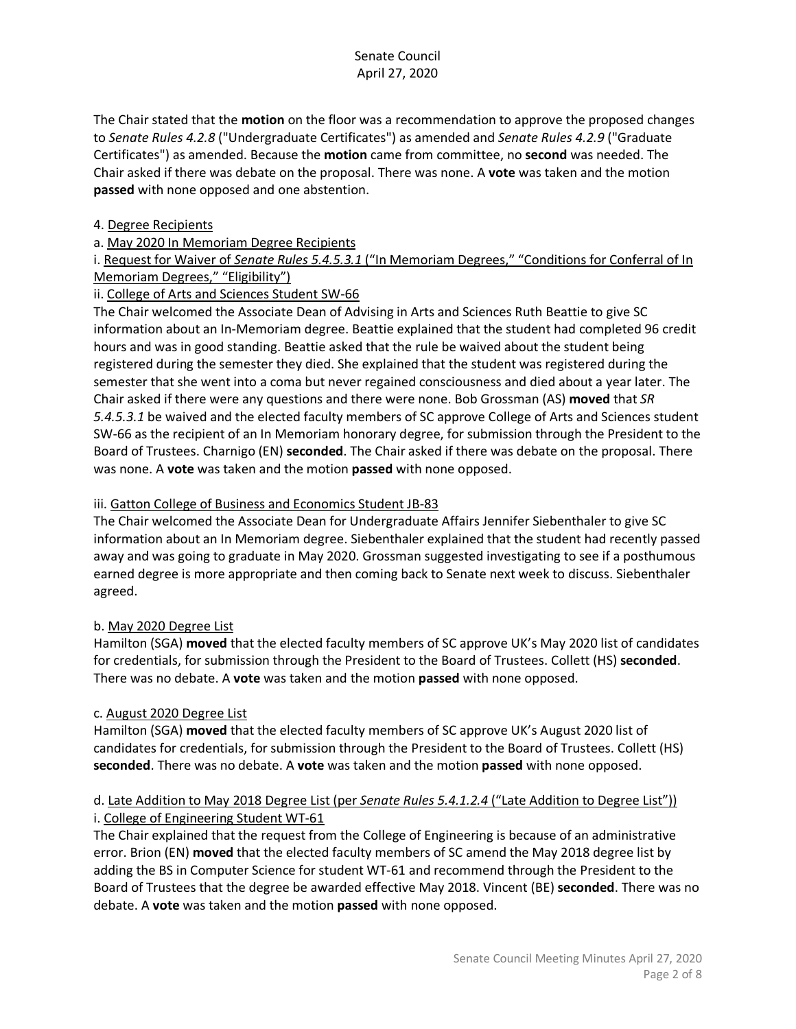The Chair stated that the **motion** on the floor was a recommendation to approve the proposed changes to *Senate Rules 4.2.8* ("Undergraduate Certificates") as amended and *Senate Rules 4.2.9* ("Graduate Certificates") as amended. Because the **motion** came from committee, no **second** was needed. The Chair asked if there was debate on the proposal. There was none. A **vote** was taken and the motion **passed** with none opposed and one abstention.

4. Degree Recipients

a. May 2020 In Memoriam Degree Recipients

i. Request for Waiver of *Senate Rules 5.4.5.3.1* ("In Memoriam Degrees," "Conditions for Conferral of In Memoriam Degrees," "Eligibility")

ii. College of Arts and Sciences Student SW-66

The Chair welcomed the Associate Dean of Advising in Arts and Sciences Ruth Beattie to give SC information about an In-Memoriam degree. Beattie explained that the student had completed 96 credit hours and was in good standing. Beattie asked that the rule be waived about the student being registered during the semester they died. She explained that the student was registered during the semester that she went into a coma but never regained consciousness and died about a year later. The Chair asked if there were any questions and there were none. Bob Grossman (AS) **moved** that *SR 5.4.5.3.1* be waived and the elected faculty members of SC approve College of Arts and Sciences student SW-66 as the recipient of an In Memoriam honorary degree, for submission through the President to the Board of Trustees. Charnigo (EN) **seconded**. The Chair asked if there was debate on the proposal. There was none. A **vote** was taken and the motion **passed** with none opposed.

iii. Gatton College of Business and Economics Student JB-83

The Chair welcomed the Associate Dean for Undergraduate Affairs Jennifer Siebenthaler to give SC information about an In Memoriam degree. Siebenthaler explained that the student had recently passed away and was going to graduate in May 2020. Grossman suggested investigating to see if a posthumous earned degree is more appropriate and then coming back to Senate next week to discuss. Siebenthaler agreed.

b. May 2020 Degree List

Hamilton (SGA) **moved** that the elected faculty members of SC approve UK's May 2020 list of candidates for credentials, for submission through the President to the Board of Trustees. Collett (HS) **seconded**. There was no debate. A **vote** was taken and the motion **passed** with none opposed.

c. August 2020 Degree List

Hamilton (SGA) **moved** that the elected faculty members of SC approve UK's August 2020 list of candidates for credentials, for submission through the President to the Board of Trustees. Collett (HS) **seconded**. There was no debate. A **vote** was taken and the motion **passed** with none opposed.

d. Late Addition to May 2018 Degree List (per *Senate Rules 5.4.1.2.4* ("Late Addition to Degree List"))

i. College of Engineering Student WT-61

The Chair explained that the request from the College of Engineering is because of an administrative error. Brion (EN) **moved** that the elected faculty members of SC amend the May 2018 degree list by adding the BS in Computer Science for student WT-61 and recommend through the President to the Board of Trustees that the degree be awarded effective May 2018. Vincent (BE) **seconded**. There was no debate. A **vote** was taken and the motion **passed** with none opposed.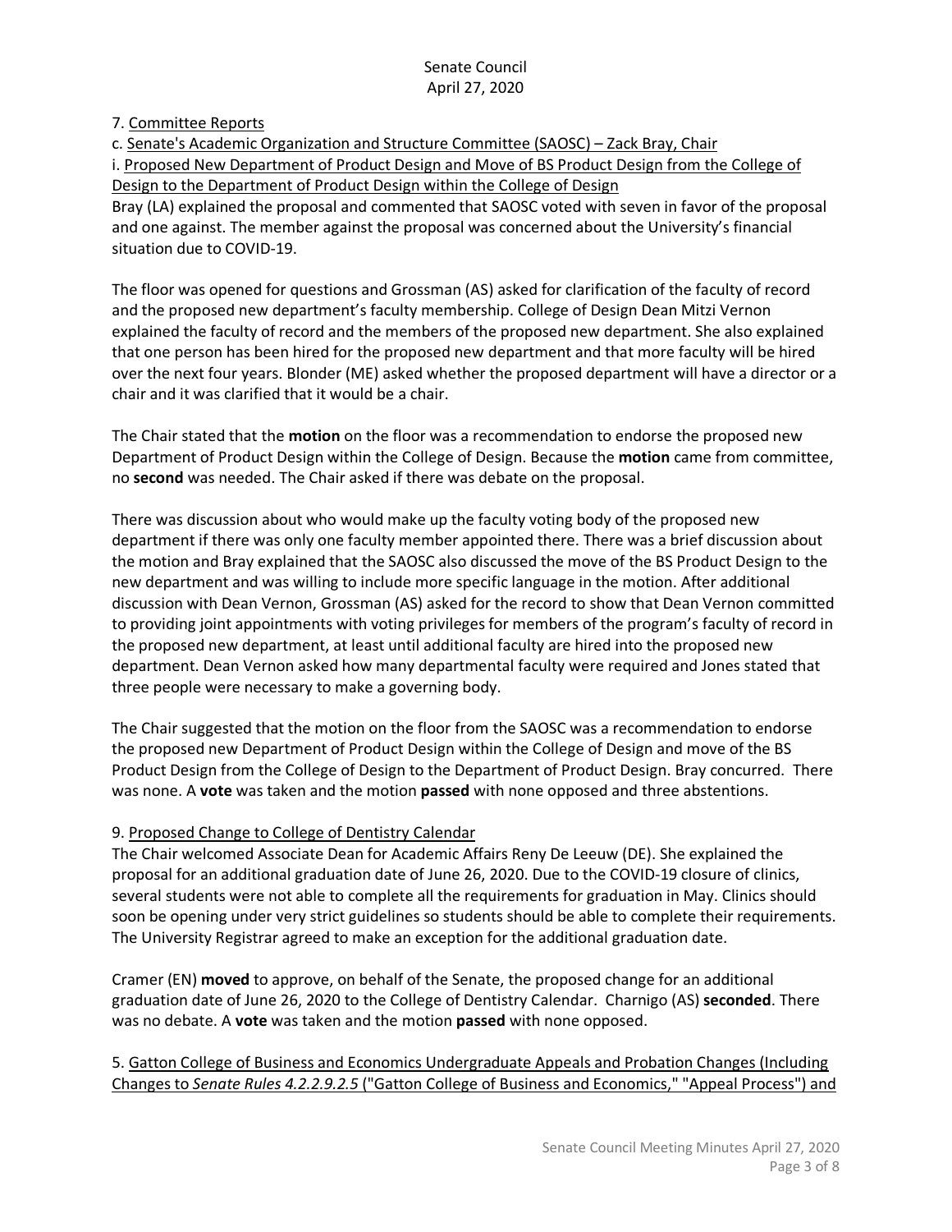7. Committee Reports

c. Senate's Academic Organization and Structure Committee (SAOSC) – Zack Bray, Chair

i. Proposed New Department of Product Design and Move of BS Product Design from the College of Design to the Department of Product Design within the College of Design

Bray (LA) explained the proposal and commented that SAOSC voted with seven in favor of the proposal and one against. The member against the proposal was concerned about the University's financial situation due to COVID-19.

The floor was opened for questions and Grossman (AS) asked for clarification of the faculty of record and the proposed new department's faculty membership. College of Design Dean Mitzi Vernon explained the faculty of record and the members of the proposed new department. She also explained that one person has been hired for the proposed new department and that more faculty will be hired over the next four years. Blonder (ME) asked whether the proposed department will have a director or a chair and it was clarified that it would be a chair.

The Chair stated that the **motion** on the floor was a recommendation to endorse the proposed new Department of Product Design within the College of Design. Because the **motion** came from committee, no **second** was needed. The Chair asked if there was debate on the proposal.

There was discussion about who would make up the faculty voting body of the proposed new department if there was only one faculty member appointed there. There was a brief discussion about the motion and Bray explained that the SAOSC also discussed the move of the BS Product Design to the new department and was willing to include more specific language in the motion. After additional discussion with Dean Vernon, Grossman (AS) asked for the record to show that Dean Vernon committed to providing joint appointments with voting privileges for members of the program's faculty of record in the proposed new department, at least until additional faculty are hired into the proposed new department. Dean Vernon asked how many departmental faculty were required and Jones stated that three people were necessary to make a governing body.

The Chair suggested that the motion on the floor from the SAOSC was a recommendation to endorse the proposed new Department of Product Design within the College of Design and move of the BS Product Design from the College of Design to the Department of Product Design. Bray concurred. There was none. A **vote** was taken and the motion **passed** with none opposed and three abstentions.

9. Proposed Change to College of Dentistry Calendar

The Chair welcomed Associate Dean for Academic Affairs Reny De Leeuw (DE). She explained the proposal for an additional graduation date of June 26, 2020. Due to the COVID-19 closure of clinics, several students were not able to complete all the requirements for graduation in May. Clinics should soon be opening under very strict guidelines so students should be able to complete their requirements. The University Registrar agreed to make an exception for the additional graduation date.

Cramer (EN) **moved** to approve, on behalf of the Senate, the proposed change for an additional graduation date of June 26, 2020 to the College of Dentistry Calendar. Charnigo (AS) **seconded**. There was no debate. A **vote** was taken and the motion **passed** with none opposed.

5. Gatton College of Business and Economics Undergraduate Appeals and Probation Changes (Including Changes to *Senate Rules 4.2.2.9.2.5* ("Gatton College of Business and Economics," "Appeal Process") and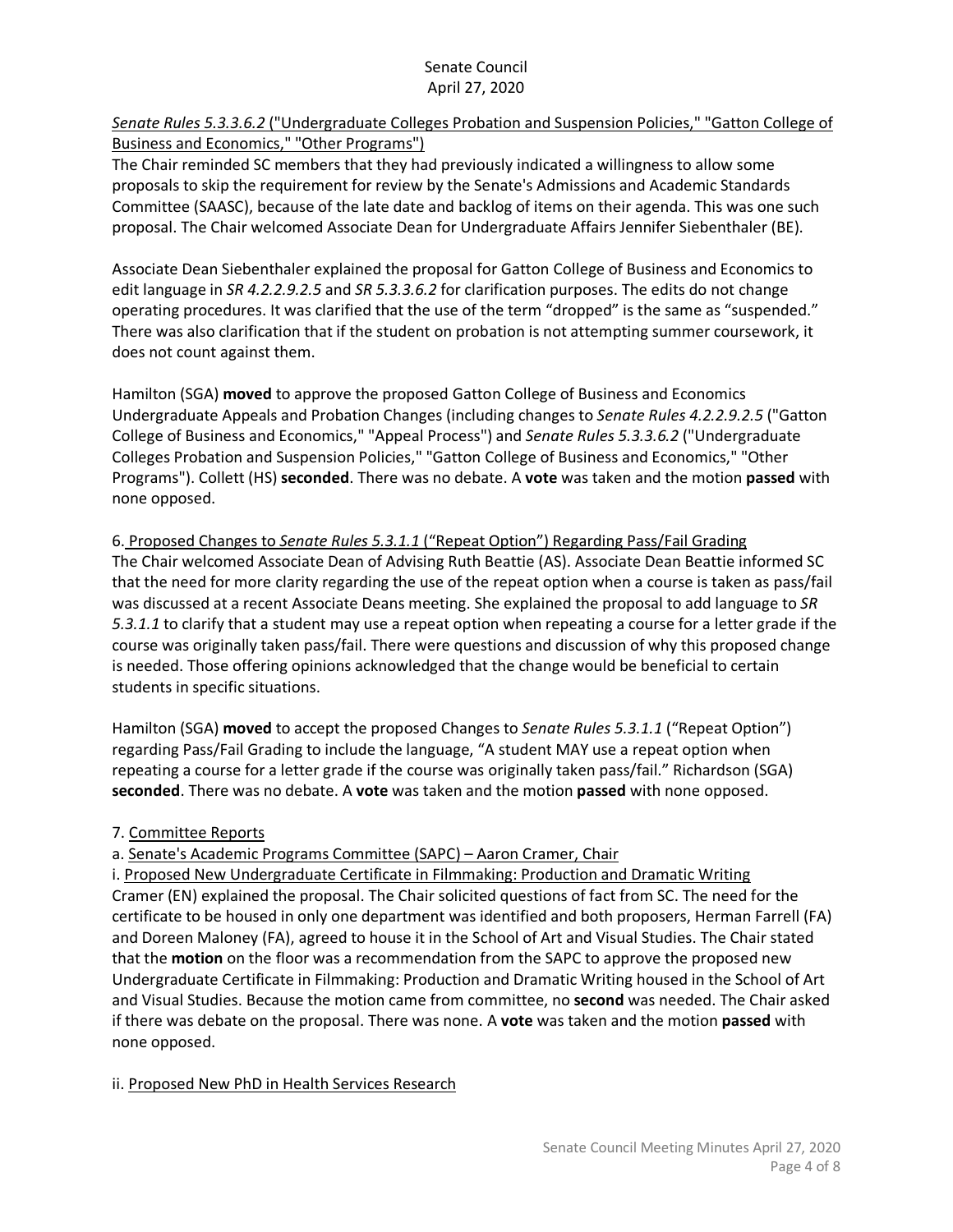<u>*Senate Rules 5.3.3.6.2* ("Undergraduate Colleges Probation and Suspension Policies," "Gatton College of Business and Economics," "Other Programs")</u>

The Chair reminded SC members that they had previously indicated a willingness to allow some proposals to skip the requirement for review by the Senate's Admissions and Academic Standards Committee (SAASC), because of the late date and backlog of items on their agenda. This was one such proposal. The Chair welcomed Associate Dean for Undergraduate Affairs Jennifer Siebenthaler (BE).

Associate Dean Siebenthaler explained the proposal for Gatton College of Business and Economics to edit language in *SR 4.2.2.9.2.5* and *SR 5.3.3.6.2* for clarification purposes. The edits do not change operating procedures. It was clarified that the use of the term "dropped" is the same as "suspended." There was also clarification that if the student on probation is not attempting summer coursework, it does not count against them.

Hamilton (SGA) **moved** to approve the proposed Gatton College of Business and Economics Undergraduate Appeals and Probation Changes (including changes to *Senate Rules 4.2.2.9.2.5* ("Gatton College of Business and Economics," "Appeal Process") and *Senate Rules 5.3.3.6.2* ("Undergraduate Colleges Probation and Suspension Policies," "Gatton College of Business and Economics," "Other Programs"). Collett (HS) **seconded**. There was no debate. A **vote** was taken and the motion **passed** with none opposed.

6. <u>Proposed Changes to *Senate Rules 5.3.1.1* ("Repeat Option") Regarding Pass/Fail Grading</u>

The Chair welcomed Associate Dean of Advising Ruth Beattie (AS). Associate Dean Beattie informed SC that the need for more clarity regarding the use of the repeat option when a course is taken as pass/fail was discussed at a recent Associate Deans meeting. She explained the proposal to add language to *SR 5.3.1.1* to clarify that a student may use a repeat option when repeating a course for a letter grade if the course was originally taken pass/fail. There were questions and discussion of why this proposed change is needed. Those offering opinions acknowledged that the change would be beneficial to certain students in specific situations.

Hamilton (SGA) **moved** to accept the proposed Changes to *Senate Rules 5.3.1.1* ("Repeat Option") regarding Pass/Fail Grading to include the language, "A student MAY use a repeat option when repeating a course for a letter grade if the course was originally taken pass/fail." Richardson (SGA) **seconded**. There was no debate. A **vote** was taken and the motion **passed** with none opposed.

7. <u>Committee Reports</u>

a. <u>Senate's Academic Programs Committee (SAPC) – Aaron Cramer, Chair</u>

i. <u>Proposed New Undergraduate Certificate in Filmmaking: Production and Dramatic Writing</u>

Cramer (EN) explained the proposal. The Chair solicited questions of fact from SC. The need for the certificate to be housed in only one department was identified and both proposers, Herman Farrell (FA) and Doreen Maloney (FA), agreed to house it in the School of Art and Visual Studies. The Chair stated that the **motion** on the floor was a recommendation from the SAPC to approve the proposed new Undergraduate Certificate in Filmmaking: Production and Dramatic Writing housed in the School of Art and Visual Studies. Because the motion came from committee, no **second** was needed. The Chair asked if there was debate on the proposal. There was none. A **vote** was taken and the motion **passed** with none opposed.

ii. <u>Proposed New PhD in Health Services Research</u>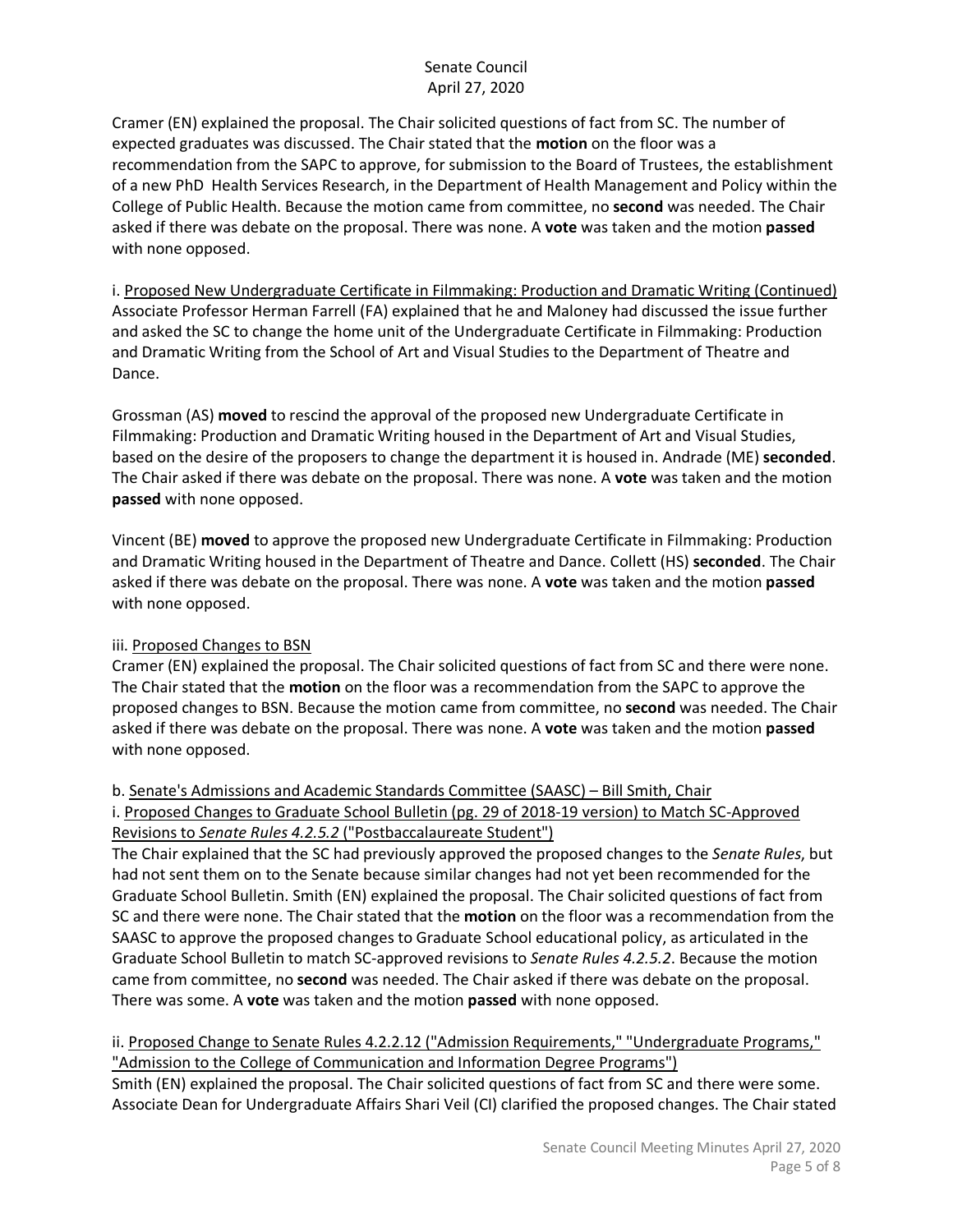Cramer (EN) explained the proposal. The Chair solicited questions of fact from SC. The number of expected graduates was discussed. The Chair stated that the **motion** on the floor was a recommendation from the SAPC to approve, for submission to the Board of Trustees, the establishment of a new PhD Health Services Research, in the Department of Health Management and Policy within the College of Public Health. Because the motion came from committee, no **second** was needed. The Chair asked if there was debate on the proposal. There was none. A **vote** was taken and the motion **passed** with none opposed.

i. Proposed New Undergraduate Certificate in Filmmaking: Production and Dramatic Writing (Continued)
Associate Professor Herman Farrell (FA) explained that he and Maloney had discussed the issue further and asked the SC to change the home unit of the Undergraduate Certificate in Filmmaking: Production and Dramatic Writing from the School of Art and Visual Studies to the Department of Theatre and Dance.

Grossman (AS) **moved** to rescind the approval of the proposed new Undergraduate Certificate in Filmmaking: Production and Dramatic Writing housed in the Department of Art and Visual Studies, based on the desire of the proposers to change the department it is housed in. Andrade (ME) **seconded**. The Chair asked if there was debate on the proposal. There was none. A **vote** was taken and the motion **passed** with none opposed.

Vincent (BE) **moved** to approve the proposed new Undergraduate Certificate in Filmmaking: Production and Dramatic Writing housed in the Department of Theatre and Dance. Collett (HS) **seconded**. The Chair asked if there was debate on the proposal. There was none. A **vote** was taken and the motion **passed** with none opposed.

iii. Proposed Changes to BSN
Cramer (EN) explained the proposal. The Chair solicited questions of fact from SC and there were none. The Chair stated that the **motion** on the floor was a recommendation from the SAPC to approve the proposed changes to BSN. Because the motion came from committee, no **second** was needed. The Chair asked if there was debate on the proposal. There was none. A **vote** was taken and the motion **passed** with none opposed.

b. Senate's Admissions and Academic Standards Committee (SAASC) – Bill Smith, Chair
i. Proposed Changes to Graduate School Bulletin (pg. 29 of 2018-19 version) to Match SC-Approved Revisions to *Senate Rules 4.2.5.2* ("Postbaccalaureate Student")
The Chair explained that the SC had previously approved the proposed changes to the *Senate Rules*, but had not sent them on to the Senate because similar changes had not yet been recommended for the Graduate School Bulletin. Smith (EN) explained the proposal. The Chair solicited questions of fact from SC and there were none. The Chair stated that the **motion** on the floor was a recommendation from the SAASC to approve the proposed changes to Graduate School educational policy, as articulated in the Graduate School Bulletin to match SC-approved revisions to *Senate Rules 4.2.5.2*. Because the motion came from committee, no **second** was needed. The Chair asked if there was debate on the proposal. There was some. A **vote** was taken and the motion **passed** with none opposed.

ii. Proposed Change to Senate Rules 4.2.2.12 ("Admission Requirements," "Undergraduate Programs," "Admission to the College of Communication and Information Degree Programs")
Smith (EN) explained the proposal. The Chair solicited questions of fact from SC and there were some. Associate Dean for Undergraduate Affairs Shari Veil (CI) clarified the proposed changes. The Chair stated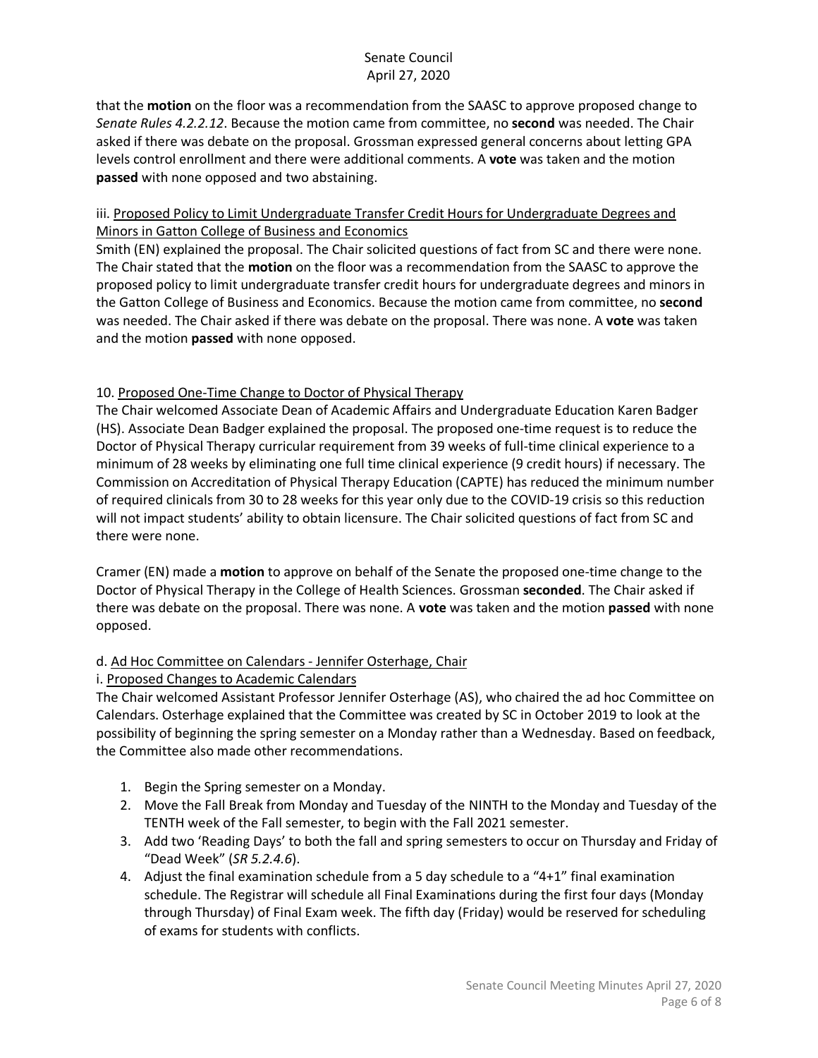that the **motion** on the floor was a recommendation from the SAASC to approve proposed change to *Senate Rules 4.2.2.12*. Because the motion came from committee, no **second** was needed. The Chair asked if there was debate on the proposal. Grossman expressed general concerns about letting GPA levels control enrollment and there were additional comments. A **vote** was taken and the motion **passed** with none opposed and two abstaining.

iii. <u>Proposed Policy to Limit Undergraduate Transfer Credit Hours for Undergraduate Degrees and Minors in Gatton College of Business and Economics</u>

Smith (EN) explained the proposal. The Chair solicited questions of fact from SC and there were none. The Chair stated that the **motion** on the floor was a recommendation from the SAASC to approve the proposed policy to limit undergraduate transfer credit hours for undergraduate degrees and minors in the Gatton College of Business and Economics. Because the motion came from committee, no **second** was needed. The Chair asked if there was debate on the proposal. There was none. A **vote** was taken and the motion **passed** with none opposed.

10. <u>Proposed One-Time Change to Doctor of Physical Therapy</u>

The Chair welcomed Associate Dean of Academic Affairs and Undergraduate Education Karen Badger (HS). Associate Dean Badger explained the proposal. The proposed one-time request is to reduce the Doctor of Physical Therapy curricular requirement from 39 weeks of full-time clinical experience to a minimum of 28 weeks by eliminating one full time clinical experience (9 credit hours) if necessary. The Commission on Accreditation of Physical Therapy Education (CAPTE) has reduced the minimum number of required clinicals from 30 to 28 weeks for this year only due to the COVID-19 crisis so this reduction will not impact students' ability to obtain licensure. The Chair solicited questions of fact from SC and there were none.

Cramer (EN) made a **motion** to approve on behalf of the Senate the proposed one-time change to the Doctor of Physical Therapy in the College of Health Sciences. Grossman **seconded**. The Chair asked if there was debate on the proposal. There was none. A **vote** was taken and the motion **passed** with none opposed.

d. <u>Ad Hoc Committee on Calendars - Jennifer Osterhage, Chair</u>

i. <u>Proposed Changes to Academic Calendars</u>

The Chair welcomed Assistant Professor Jennifer Osterhage (AS), who chaired the ad hoc Committee on Calendars. Osterhage explained that the Committee was created by SC in October 2019 to look at the possibility of beginning the spring semester on a Monday rather than a Wednesday. Based on feedback, the Committee also made other recommendations.

1. Begin the Spring semester on a Monday.
2. Move the Fall Break from Monday and Tuesday of the NINTH to the Monday and Tuesday of the TENTH week of the Fall semester, to begin with the Fall 2021 semester.
3. Add two 'Reading Days' to both the fall and spring semesters to occur on Thursday and Friday of "Dead Week" (*SR 5.2.4.6*).
4. Adjust the final examination schedule from a 5 day schedule to a "4+1" final examination schedule. The Registrar will schedule all Final Examinations during the first four days (Monday through Thursday) of Final Exam week. The fifth day (Friday) would be reserved for scheduling of exams for students with conflicts.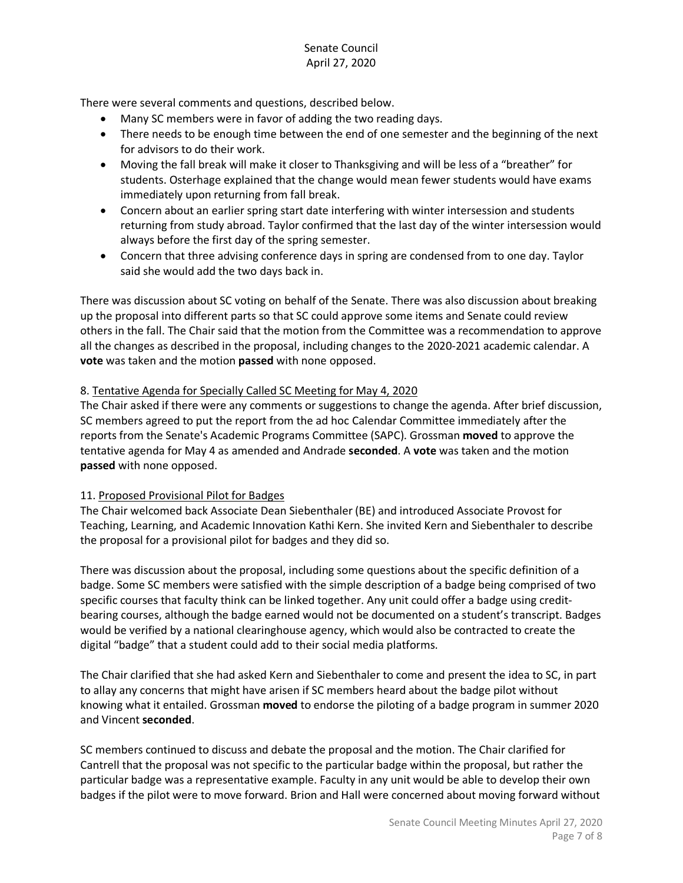There were several comments and questions, described below.

- Many SC members were in favor of adding the two reading days.
- There needs to be enough time between the end of one semester and the beginning of the next for advisors to do their work.
- Moving the fall break will make it closer to Thanksgiving and will be less of a "breather" for students. Osterhage explained that the change would mean fewer students would have exams immediately upon returning from fall break.
- Concern about an earlier spring start date interfering with winter intersession and students returning from study abroad. Taylor confirmed that the last day of the winter intersession would always before the first day of the spring semester.
- Concern that three advising conference days in spring are condensed from to one day. Taylor said she would add the two days back in.

There was discussion about SC voting on behalf of the Senate. There was also discussion about breaking up the proposal into different parts so that SC could approve some items and Senate could review others in the fall. The Chair said that the motion from the Committee was a recommendation to approve all the changes as described in the proposal, including changes to the 2020-2021 academic calendar. A **vote** was taken and the motion **passed** with none opposed.

8. Tentative Agenda for Specially Called SC Meeting for May 4, 2020

The Chair asked if there were any comments or suggestions to change the agenda. After brief discussion, SC members agreed to put the report from the ad hoc Calendar Committee immediately after the reports from the Senate's Academic Programs Committee (SAPC). Grossman **moved** to approve the tentative agenda for May 4 as amended and Andrade **seconded**. A **vote** was taken and the motion **passed** with none opposed.

11. Proposed Provisional Pilot for Badges

The Chair welcomed back Associate Dean Siebenthaler (BE) and introduced Associate Provost for Teaching, Learning, and Academic Innovation Kathi Kern. She invited Kern and Siebenthaler to describe the proposal for a provisional pilot for badges and they did so.

There was discussion about the proposal, including some questions about the specific definition of a badge. Some SC members were satisfied with the simple description of a badge being comprised of two specific courses that faculty think can be linked together. Any unit could offer a badge using credit-bearing courses, although the badge earned would not be documented on a student's transcript. Badges would be verified by a national clearinghouse agency, which would also be contracted to create the digital "badge" that a student could add to their social media platforms.

The Chair clarified that she had asked Kern and Siebenthaler to come and present the idea to SC, in part to allay any concerns that might have arisen if SC members heard about the badge pilot without knowing what it entailed. Grossman **moved** to endorse the piloting of a badge program in summer 2020 and Vincent **seconded**.

SC members continued to discuss and debate the proposal and the motion. The Chair clarified for Cantrell that the proposal was not specific to the particular badge within the proposal, but rather the particular badge was a representative example. Faculty in any unit would be able to develop their own badges if the pilot were to move forward. Brion and Hall were concerned about moving forward without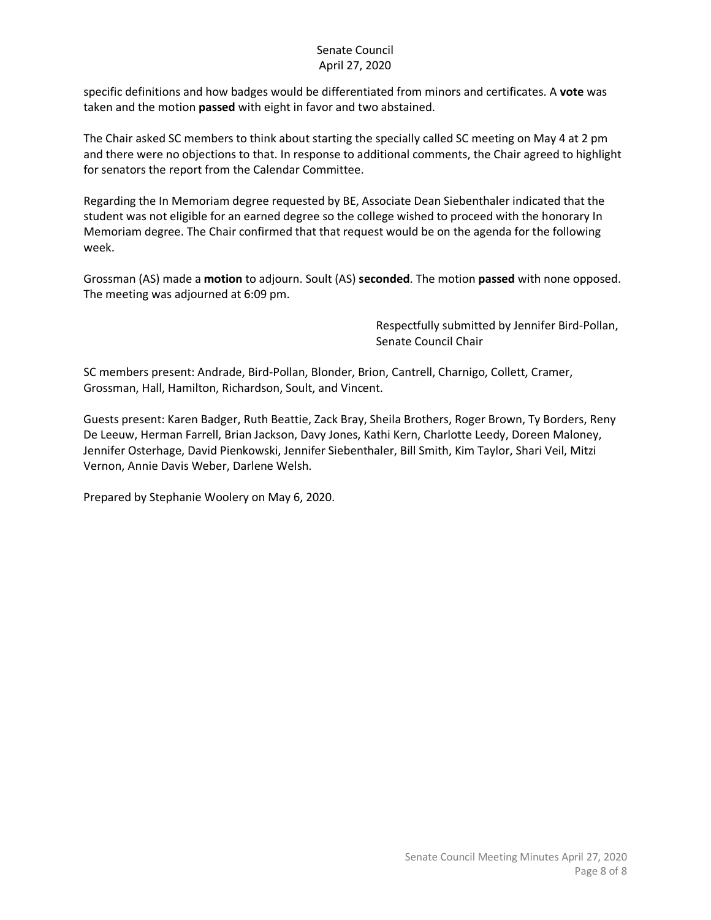specific definitions and how badges would be differentiated from minors and certificates. A **vote** was taken and the motion **passed** with eight in favor and two abstained.

The Chair asked SC members to think about starting the specially called SC meeting on May 4 at 2 pm and there were no objections to that. In response to additional comments, the Chair agreed to highlight for senators the report from the Calendar Committee.

Regarding the In Memoriam degree requested by BE, Associate Dean Siebenthaler indicated that the student was not eligible for an earned degree so the college wished to proceed with the honorary In Memoriam degree. The Chair confirmed that that request would be on the agenda for the following week.

Grossman (AS) made a **motion** to adjourn. Soult (AS) **seconded**. The motion **passed** with none opposed. The meeting was adjourned at 6:09 pm.

Respectfully submitted by Jennifer Bird-Pollan,
Senate Council Chair

SC members present: Andrade, Bird-Pollan, Blonder, Brion, Cantrell, Charnigo, Collett, Cramer, Grossman, Hall, Hamilton, Richardson, Soult, and Vincent.

Guests present: Karen Badger, Ruth Beattie, Zack Bray, Sheila Brothers, Roger Brown, Ty Borders, Reny De Leeuw, Herman Farrell, Brian Jackson, Davy Jones, Kathi Kern, Charlotte Leedy, Doreen Maloney, Jennifer Osterhage, David Pienkowski, Jennifer Siebenthaler, Bill Smith, Kim Taylor, Shari Veil, Mitzi Vernon, Annie Davis Weber, Darlene Welsh.

Prepared by Stephanie Woolery on May 6, 2020.